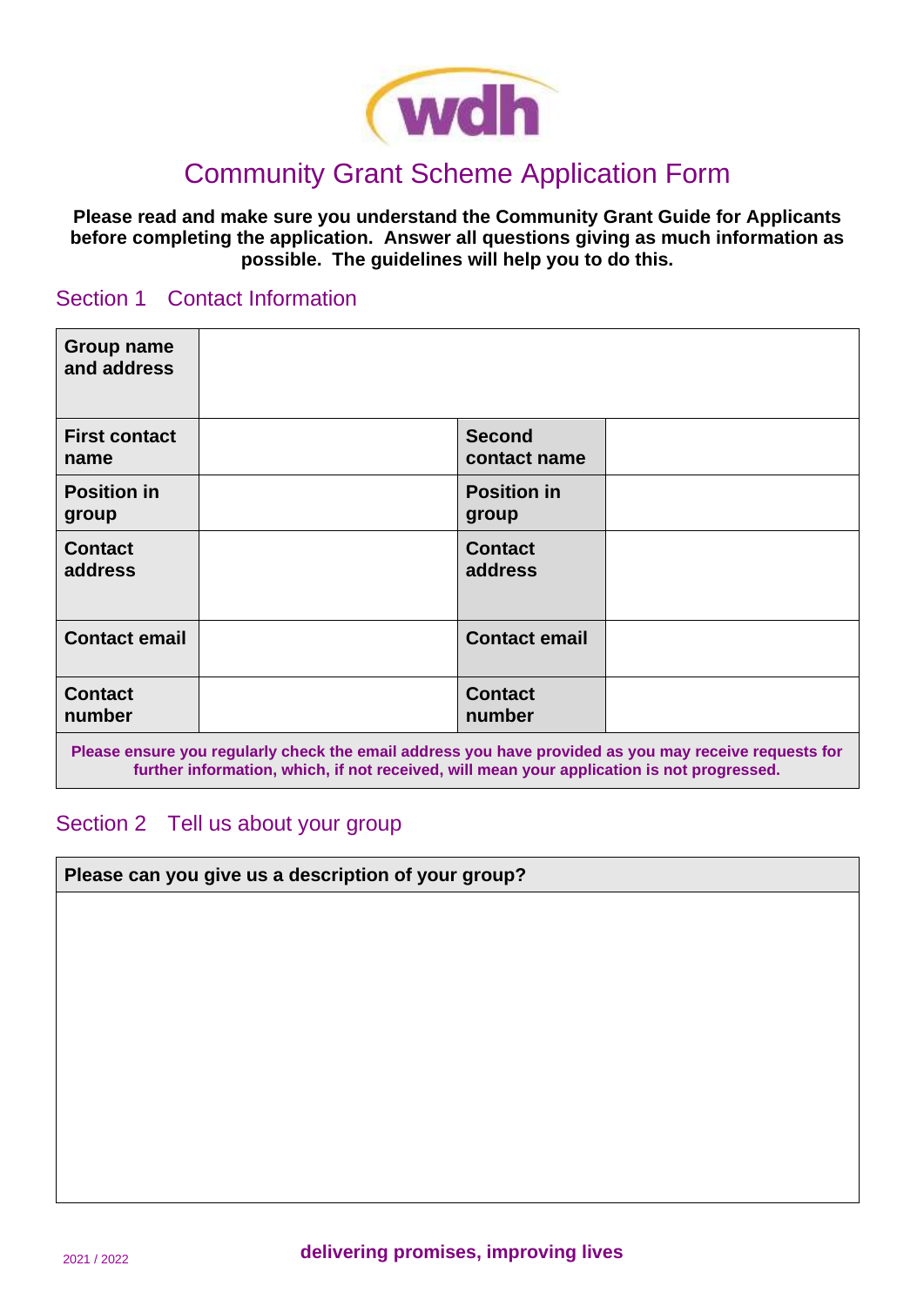# Community Grant Scheme Application Form

**Please read and make sure you understand the Community Grant Guide for Applicants before completing the application. Answer all questions giving as much information as possible. The guidelines will help you to do this.**

## Section 1 Contact Information

| **Group name and address** | | | |
|---|---|---|---|
| **First contact name** | | **Second contact name** | |
| **Position in group** | | **Position in group** | |
| **Contact address** | | **Contact address** | |
| **Contact email** | | **Contact email** | |
| **Contact number** | | **Contact number** | |

**Please ensure you regularly check the email address you have provided as you may receive requests for further information, which, if not received, will mean your application is not progressed.**

## Section 2 Tell us about your group

| **Please can you give us a description of your group?** |
|---|
| |

2021 / 2022

**delivering promises, improving lives**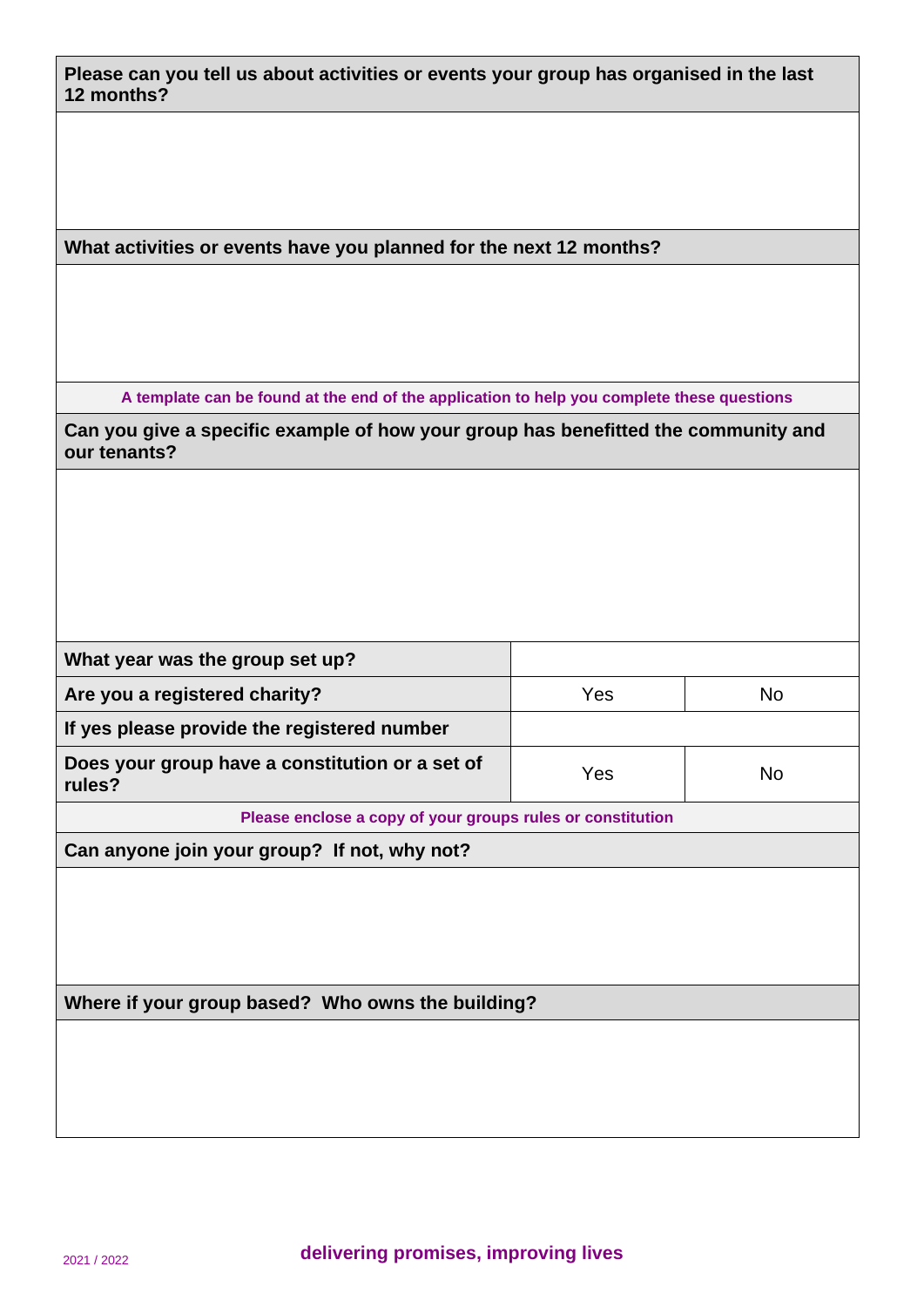**Please can you tell us about activities or events your group has organised in the last 12 months?**

**What activities or events have you planned for the next 12 months?**

A template can be found at the end of the application to help you complete these questions

**Can you give a specific example of how your group has benefitted the community and our tenants?**

| **What year was the group set up?** | | |
|---|---|---|
| **Are you a registered charity?** | Yes | No |
| **If yes please provide the registered number** | | |
| **Does your group have a constitution or a set of rules?** | Yes | No |

Please enclose a copy of your groups rules or constitution

**Can anyone join your group? If not, why not?**

**Where if your group based? Who owns the building?**

2021 / 2022

**delivering promises, improving lives**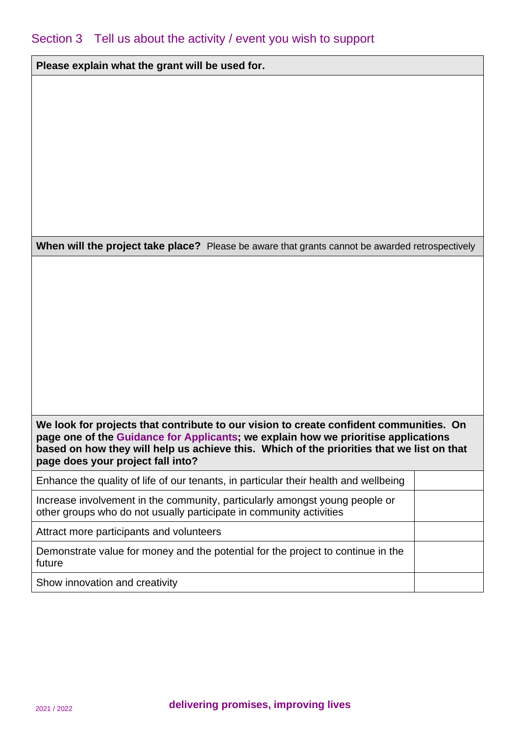## Section 3 Tell us about the activity / event you wish to support

| **Please explain what the grant will be used for.** |
| --- |
| |

| **When will the project take place?** Please be aware that grants cannot be awarded retrospectively |
| --- |
| |

| **We look for projects that contribute to our vision to create confident communities. On page one of the Guidance for Applicants; we explain how we prioritise applications based on how they will help us achieve this. Which of the priorities that we list on that page does your project fall into?** | |
| --- | --- |
| Enhance the quality of life of our tenants, in particular their health and wellbeing | |
| Increase involvement in the community, particularly amongst young people or other groups who do not usually participate in community activities | |
| Attract more participants and volunteers | |
| Demonstrate value for money and the potential for the project to continue in the future | |
| Show innovation and creativity | |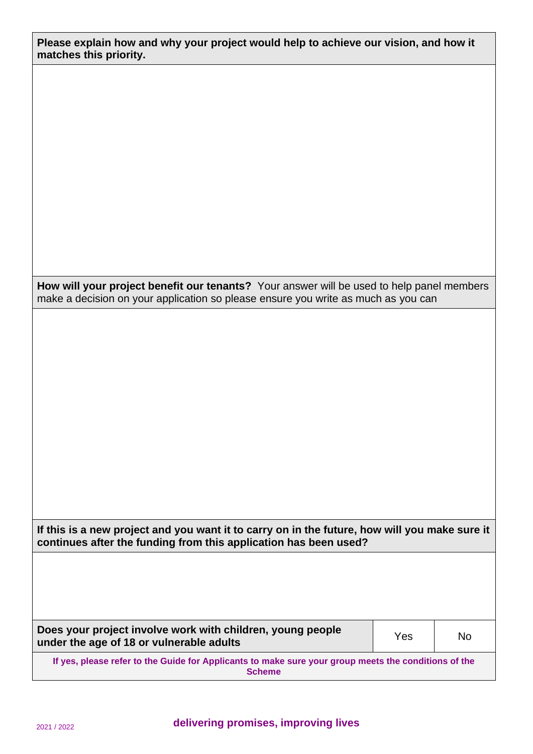| **Please explain how and why your project would help to achieve our vision, and how it matches this priority.** |
|---|
| |

| **How will your project benefit our tenants?** Your answer will be used to help panel members make a decision on your application so please ensure you write as much as you can |
|---|
| |

| **If this is a new project and you want it to carry on in the future, how will you make sure it continues after the funding from this application has been used?** |
|---|
| |

| **Does your project involve work with children, young people under the age of 18 or vulnerable adults** | Yes | No |
|---|---|---|
| **If yes, please refer to the Guide for Applicants to make sure your group meets the conditions of the Scheme** | | |

**delivering promises, improving lives**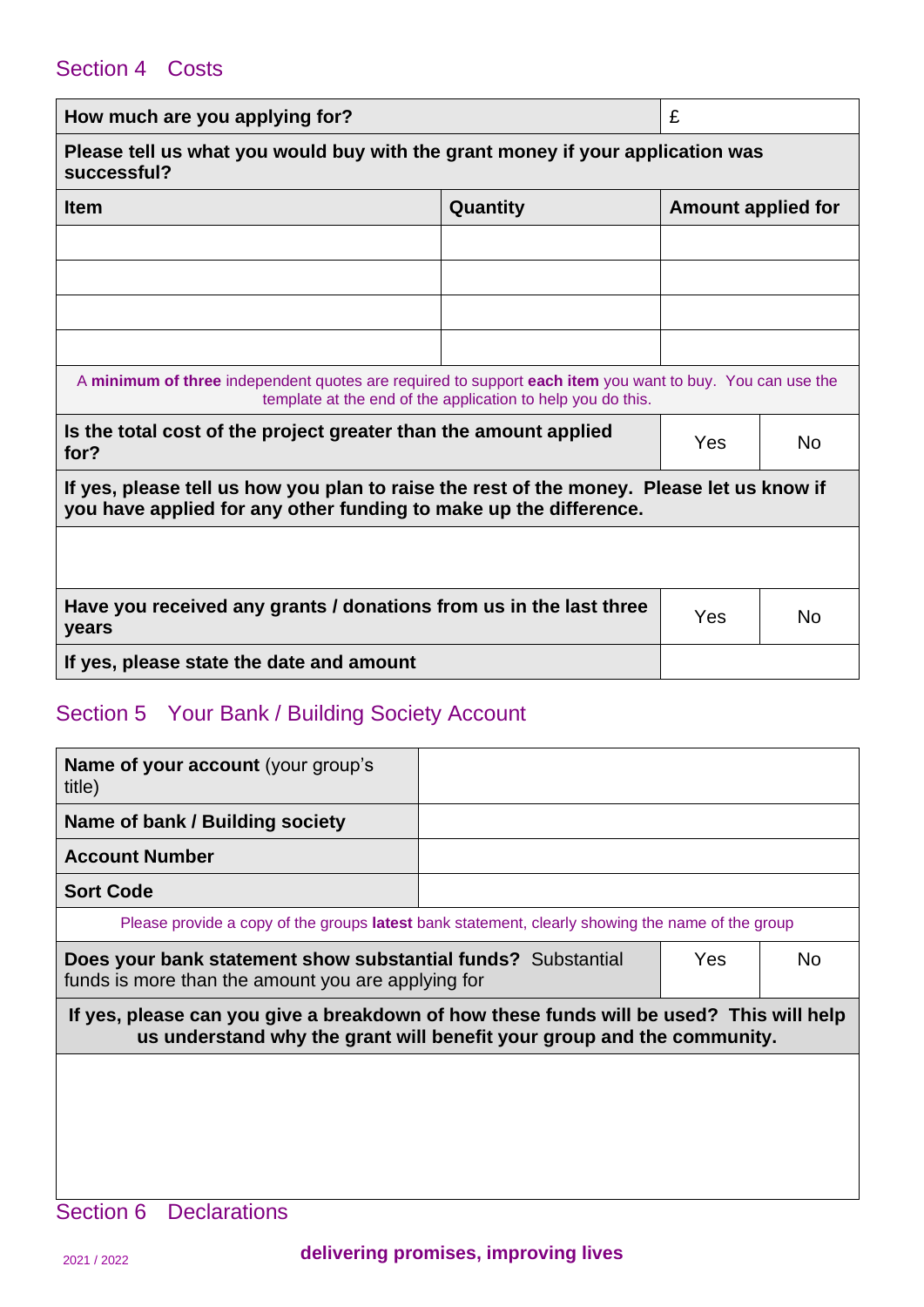## Section 4 Costs

| **How much are you applying for?** | £ | |
|---|---|---|
| **Please tell us what you would buy with the grant money if your application was successful?** | | |
| **Item** | **Quantity** | **Amount applied for** |
| | | |
| | | |
| | | |
| | | |

A **minimum of three** independent quotes are required to support **each item** you want to buy. You can use the template at the end of the application to help you do this.

| **Is the total cost of the project greater than the amount applied for?** | Yes | No |
|---|---|---|
| **If yes, please tell us how you plan to raise the rest of the money. Please let us know if you have applied for any other funding to make up the difference.** | | |
| | | |
| **Have you received any grants / donations from us in the last three years** | Yes | No |
| **If yes, please state the date and amount** | | |

## Section 5 Your Bank / Building Society Account

| **Name of your account** (your group's title) | |
|---|---|
| **Name of bank / Building society** | |
| **Account Number** | |
| **Sort Code** | |

Please provide a copy of the groups **latest** bank statement, clearly showing the name of the group

| **Does your bank statement show substantial funds?** Substantial funds is more than the amount you are applying for | Yes | No |
|---|---|---|
| **If yes, please can you give a breakdown of how these funds will be used? This will help us understand why the grant will benefit your group and the community.** | | |
| | | |

## Section 6 Declarations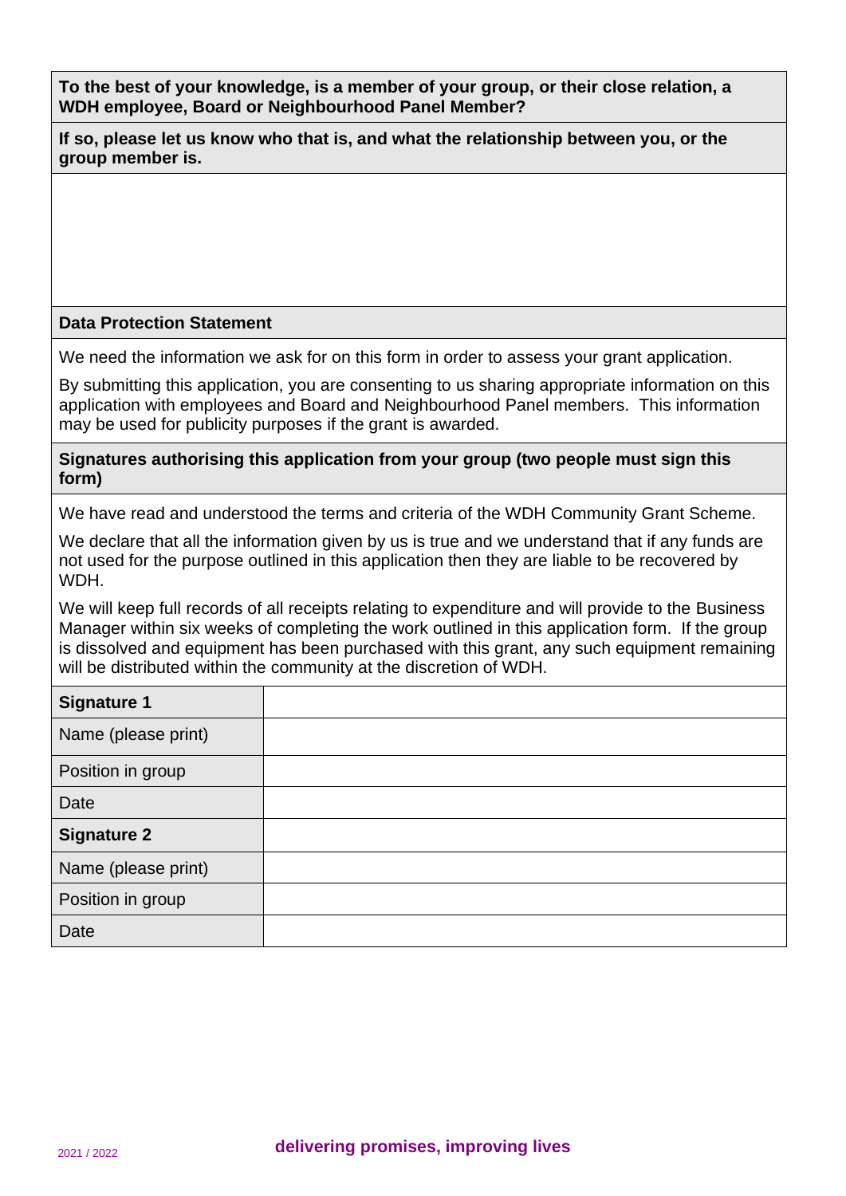**To the best of your knowledge, is a member of your group, or their close relation, a WDH employee, Board or Neighbourhood Panel Member?**

**If so, please let us know who that is, and what the relationship between you, or the group member is.**

**Data Protection Statement**

We need the information we ask for on this form in order to assess your grant application.

By submitting this application, you are consenting to us sharing appropriate information on this application with employees and Board and Neighbourhood Panel members. This information may be used for publicity purposes if the grant is awarded.

**Signatures authorising this application from your group (two people must sign this form)**

We have read and understood the terms and criteria of the WDH Community Grant Scheme.

We declare that all the information given by us is true and we understand that if any funds are not used for the purpose outlined in this application then they are liable to be recovered by WDH.

We will keep full records of all receipts relating to expenditure and will provide to the Business Manager within six weeks of completing the work outlined in this application form. If the group is dissolved and equipment has been purchased with this grant, any such equipment remaining will be distributed within the community at the discretion of WDH.

| **Signature 1** | |
|---|---|
| Name (please print) | |
| Position in group | |
| Date | |
| **Signature 2** | |
| Name (please print) | |
| Position in group | |
| Date | |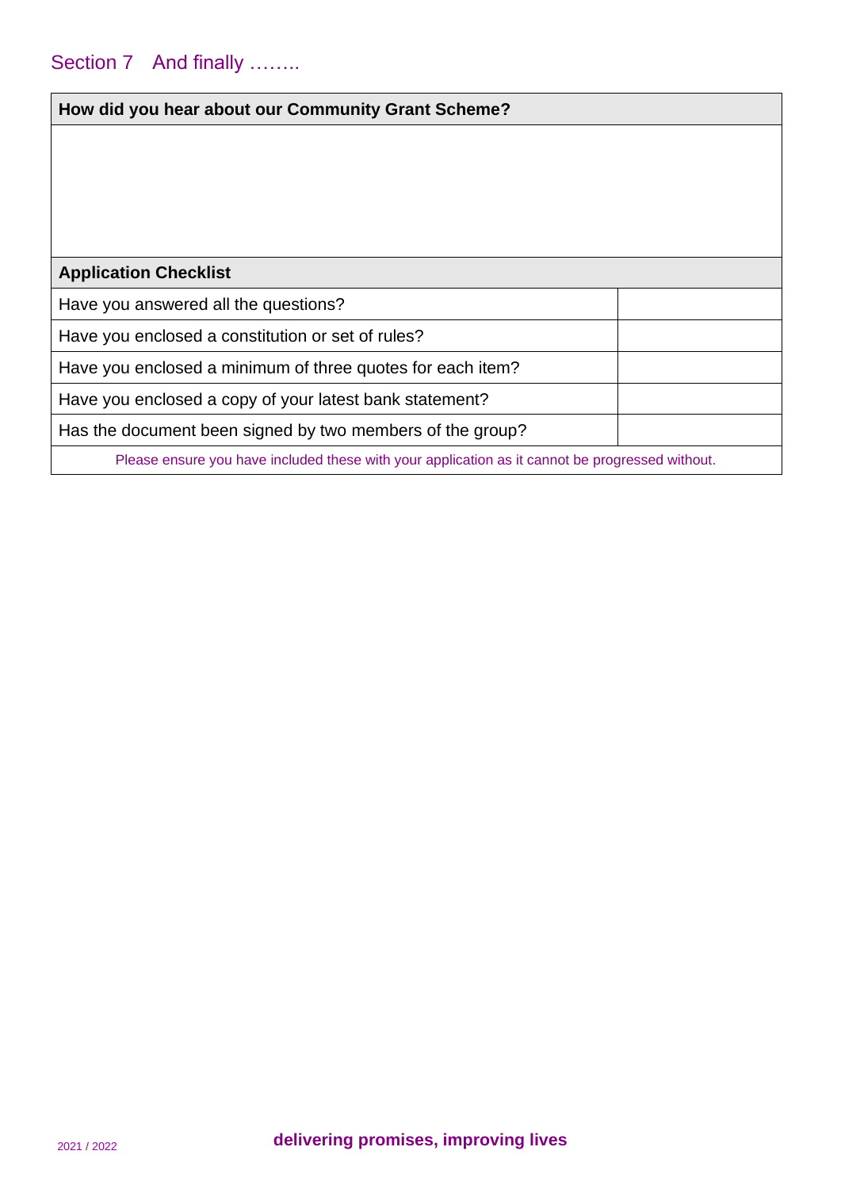## Section 7 And finally ……..

| How did you hear about our Community Grant Scheme? |
| --- |
| |

| Application Checklist | |
| --- | --- |
| Have you answered all the questions? | |
| Have you enclosed a constitution or set of rules? | |
| Have you enclosed a minimum of three quotes for each item? | |
| Have you enclosed a copy of your latest bank statement? | |
| Has the document been signed by two members of the group? | |

Please ensure you have included these with your application as it cannot be progressed without.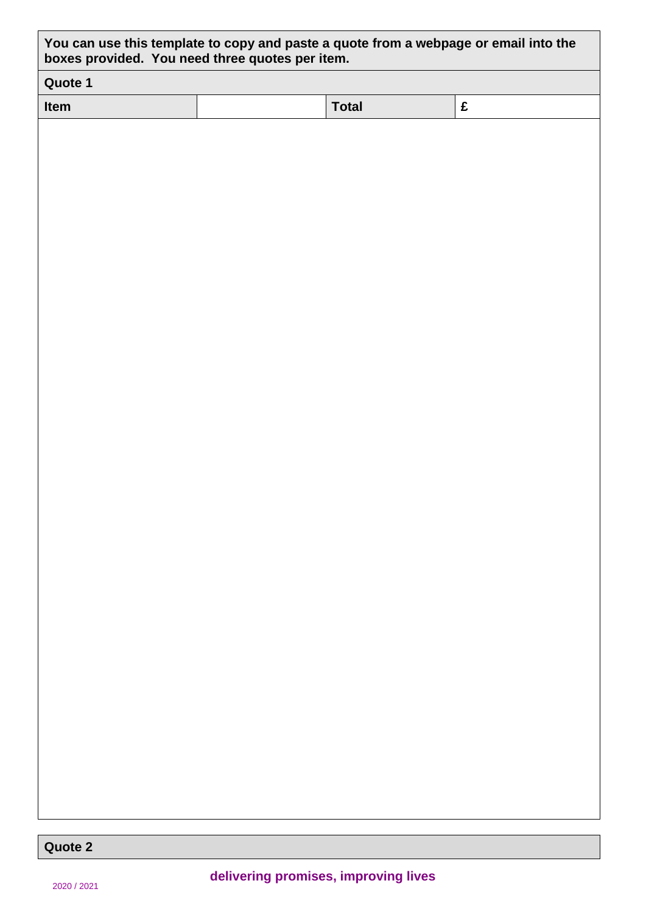**You can use this template to copy and paste a quote from a webpage or email into the boxes provided. You need three quotes per item.**

| **Quote 1** | | | |
|---|---|---|---|
| **Item** | | **Total** | **£** |
| | | | |

| **Quote 2** |
|---|

**delivering promises, improving lives**

2020 / 2021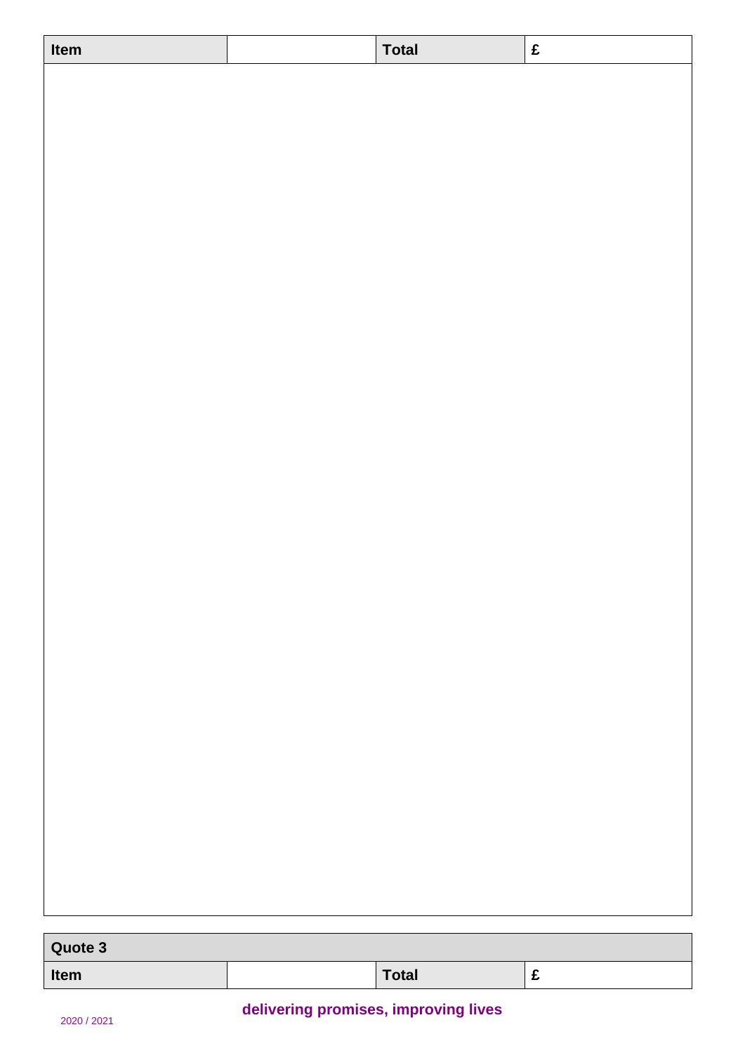| Item | | Total | £ |
| --- | --- | --- | --- |
| | | | |

| Quote 3 | | | |
| --- | --- | --- | --- |
| Item | | Total | £ |

**delivering promises, improving lives**

2020 / 2021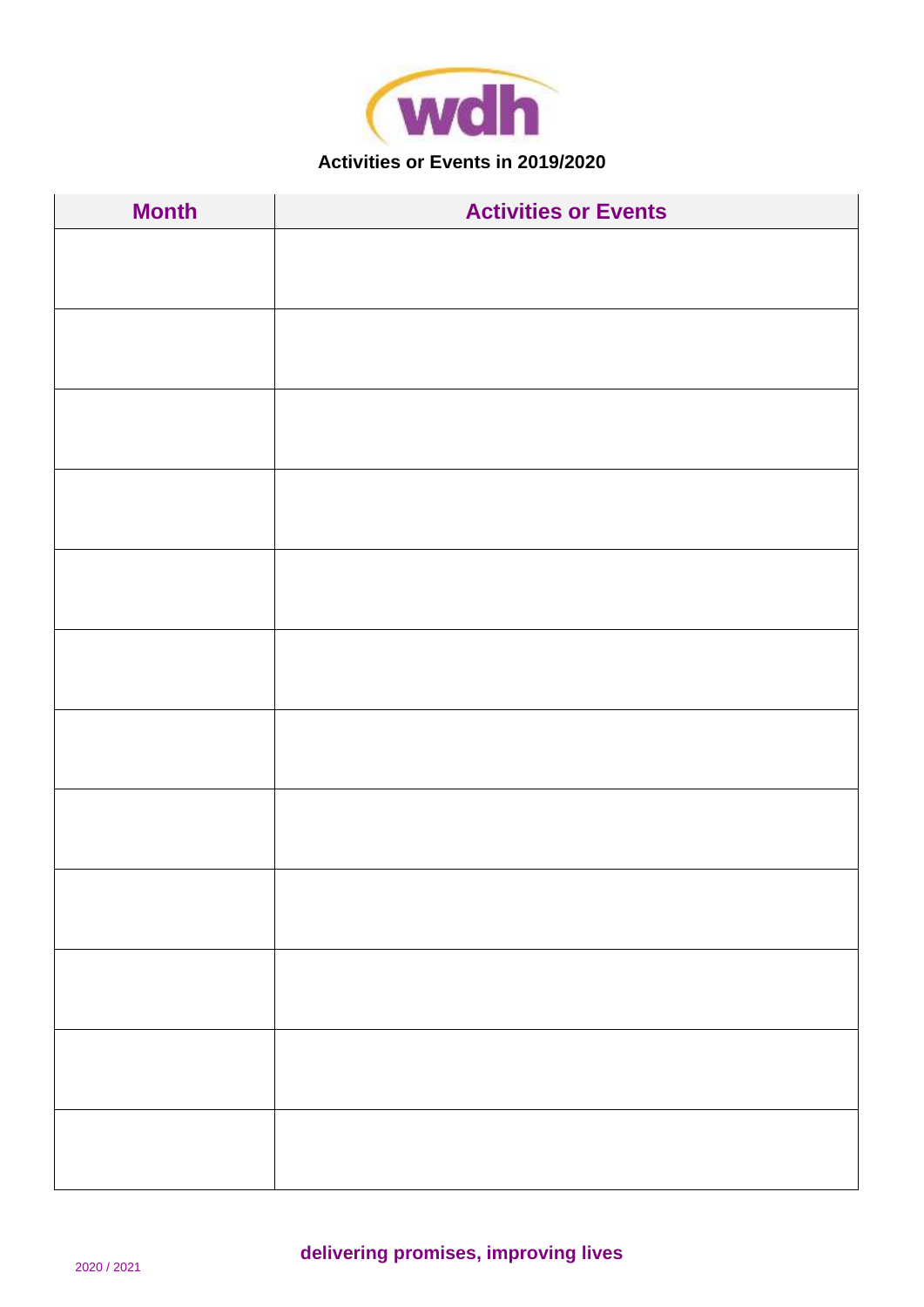**Activities or Events in 2019/2020**

| Month | Activities or Events |
| --- | --- |
| | |
| | |
| | |
| | |
| | |
| | |
| | |
| | |
| | |
| | |
| | |
| | |

**delivering promises, improving lives**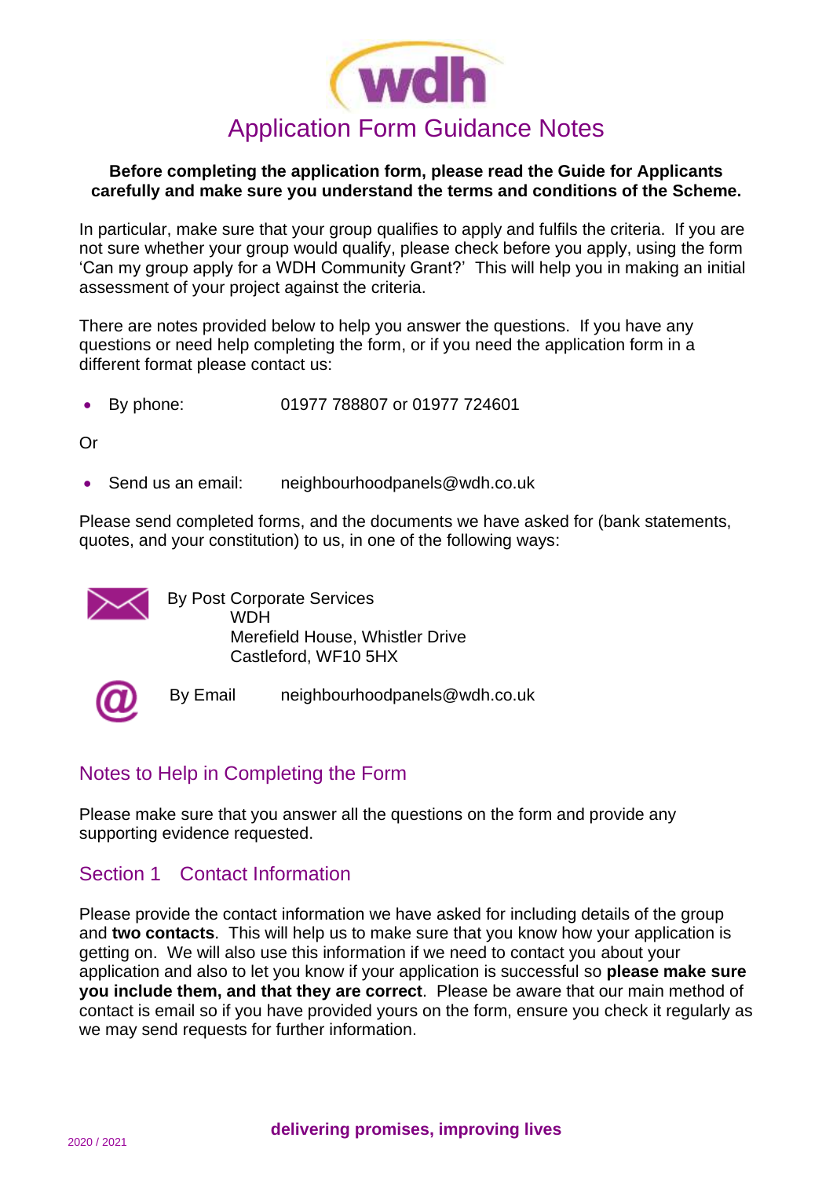# Application Form Guidance Notes

**Before completing the application form, please read the Guide for Applicants carefully and make sure you understand the terms and conditions of the Scheme.**

In particular, make sure that your group qualifies to apply and fulfils the criteria. If you are not sure whether your group would qualify, please check before you apply, using the form 'Can my group apply for a WDH Community Grant?' This will help you in making an initial assessment of your project against the criteria.

There are notes provided below to help you answer the questions. If you have any questions or need help completing the form, or if you need the application form in a different format please contact us:

- By phone: 01977 788807 or 01977 724601

Or

- Send us an email: neighbourhoodpanels@wdh.co.uk

Please send completed forms, and the documents we have asked for (bank statements, quotes, and your constitution) to us, in one of the following ways:

By Post Corporate Services
WDH
Merefield House, Whistler Drive
Castleford, WF10 5HX

By Email neighbourhoodpanels@wdh.co.uk

## Notes to Help in Completing the Form

Please make sure that you answer all the questions on the form and provide any supporting evidence requested.

### Section 1 Contact Information

Please provide the contact information we have asked for including details of the group and **two contacts**. This will help us to make sure that you know how your application is getting on. We will also use this information if we need to contact you about your application and also to let you know if your application is successful so **please make sure you include them, and that they are correct**. Please be aware that our main method of contact is email so if you have provided yours on the form, ensure you check it regularly as we may send requests for further information.

**delivering promises, improving lives**

2020 / 2021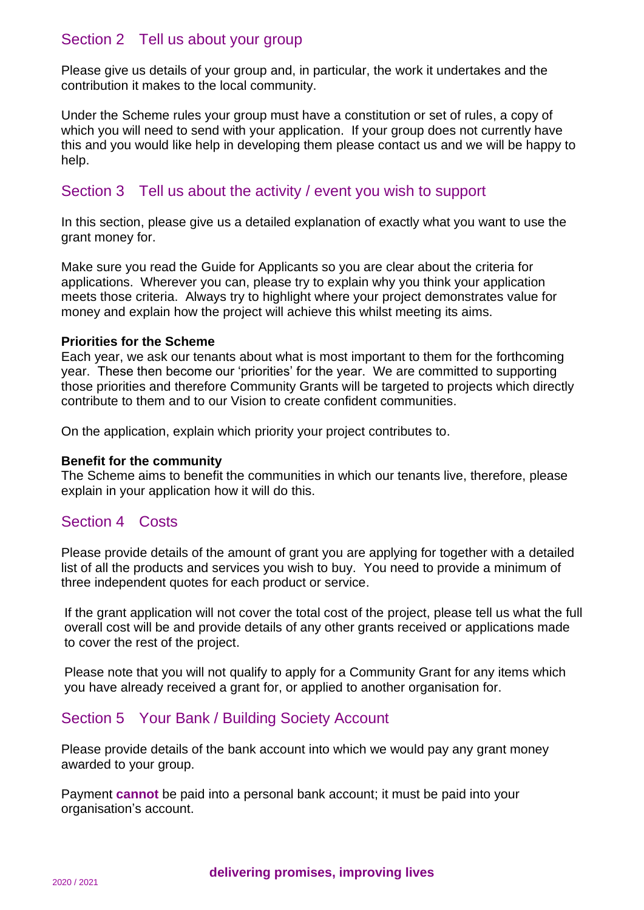## Section 2 Tell us about your group

Please give us details of your group and, in particular, the work it undertakes and the contribution it makes to the local community.

Under the Scheme rules your group must have a constitution or set of rules, a copy of which you will need to send with your application. If your group does not currently have this and you would like help in developing them please contact us and we will be happy to help.

## Section 3 Tell us about the activity / event you wish to support

In this section, please give us a detailed explanation of exactly what you want to use the grant money for.

Make sure you read the Guide for Applicants so you are clear about the criteria for applications. Wherever you can, please try to explain why you think your application meets those criteria. Always try to highlight where your project demonstrates value for money and explain how the project will achieve this whilst meeting its aims.

**Priorities for the Scheme**
Each year, we ask our tenants about what is most important to them for the forthcoming year. These then become our 'priorities' for the year. We are committed to supporting those priorities and therefore Community Grants will be targeted to projects which directly contribute to them and to our Vision to create confident communities.

On the application, explain which priority your project contributes to.

**Benefit for the community**
The Scheme aims to benefit the communities in which our tenants live, therefore, please explain in your application how it will do this.

## Section 4 Costs

Please provide details of the amount of grant you are applying for together with a detailed list of all the products and services you wish to buy. You need to provide a minimum of three independent quotes for each product or service.

If the grant application will not cover the total cost of the project, please tell us what the full overall cost will be and provide details of any other grants received or applications made to cover the rest of the project.

Please note that you will not qualify to apply for a Community Grant for any items which you have already received a grant for, or applied to another organisation for.

## Section 5 Your Bank / Building Society Account

Please provide details of the bank account into which we would pay any grant money awarded to your group.

Payment **cannot** be paid into a personal bank account; it must be paid into your organisation's account.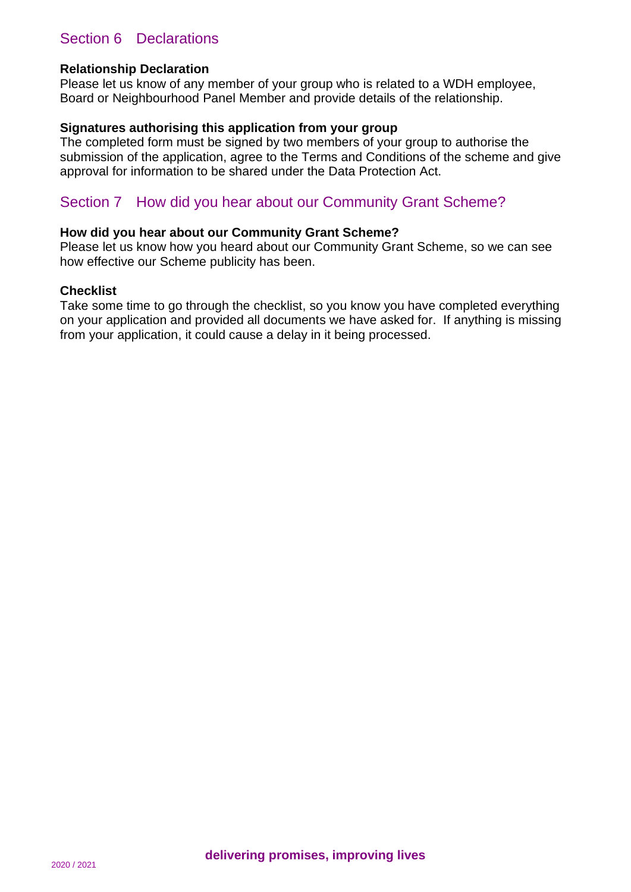## Section 6 Declarations

**Relationship Declaration**

Please let us know of any member of your group who is related to a WDH employee, Board or Neighbourhood Panel Member and provide details of the relationship.

**Signatures authorising this application from your group**

The completed form must be signed by two members of your group to authorise the submission of the application, agree to the Terms and Conditions of the scheme and give approval for information to be shared under the Data Protection Act.

## Section 7 How did you hear about our Community Grant Scheme?

**How did you hear about our Community Grant Scheme?**

Please let us know how you heard about our Community Grant Scheme, so we can see how effective our Scheme publicity has been.

**Checklist**

Take some time to go through the checklist, so you know you have completed everything on your application and provided all documents we have asked for. If anything is missing from your application, it could cause a delay in it being processed.